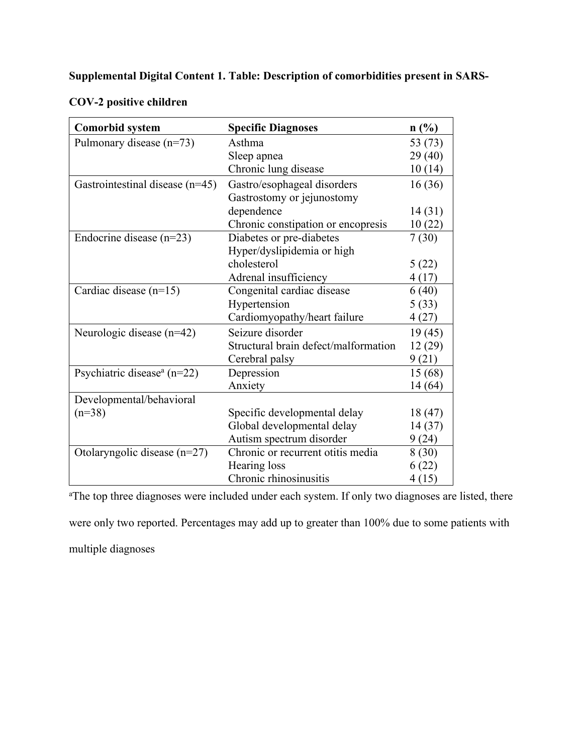**Supplemental Digital Content 1. Table: Description of comorbidities present in SARS-COV-2 positive children**

| Comorbid system | Specific Diagnoses | n (%) |
|---|---|---|
| Pulmonary disease (n=73) | Asthma | 53 (73) |
| | Sleep apnea | 29 (40) |
| | Chronic lung disease | 10 (14) |
| Gastrointestinal disease (n=45) | Gastro/esophageal disorders | 16 (36) |
| | Gastrostomy or jejunostomy dependence | 14 (31) |
| | Chronic constipation or encopresis | 10 (22) |
| Endocrine disease (n=23) | Diabetes or pre-diabetes | 7 (30) |
| | Hyper/dyslipidemia or high cholesterol | 5 (22) |
| | Adrenal insufficiency | 4 (17) |
| Cardiac disease (n=15) | Congenital cardiac disease | 6 (40) |
| | Hypertension | 5 (33) |
| | Cardiomyopathy/heart failure | 4 (27) |
| Neurologic disease (n=42) | Seizure disorder | 19 (45) |
| | Structural brain defect/malformation | 12 (29) |
| | Cerebral palsy | 9 (21) |
| Psychiatric disease[a] (n=22) | Depression | 15 (68) |
| | Anxiety | 14 (64) |
| Developmental/behavioral (n=38) | Specific developmental delay | 18 (47) |
| | Global developmental delay | 14 (37) |
| | Autism spectrum disorder | 9 (24) |
| Otolaryngolic disease (n=27) | Chronic or recurrent otitis media | 8 (30) |
| | Hearing loss | 6 (22) |
| | Chronic rhinosinusitis | 4 (15) |

[a]The top three diagnoses were included under each system. If only two diagnoses are listed, there were only two reported. Percentages may add up to greater than 100% due to some patients with multiple diagnoses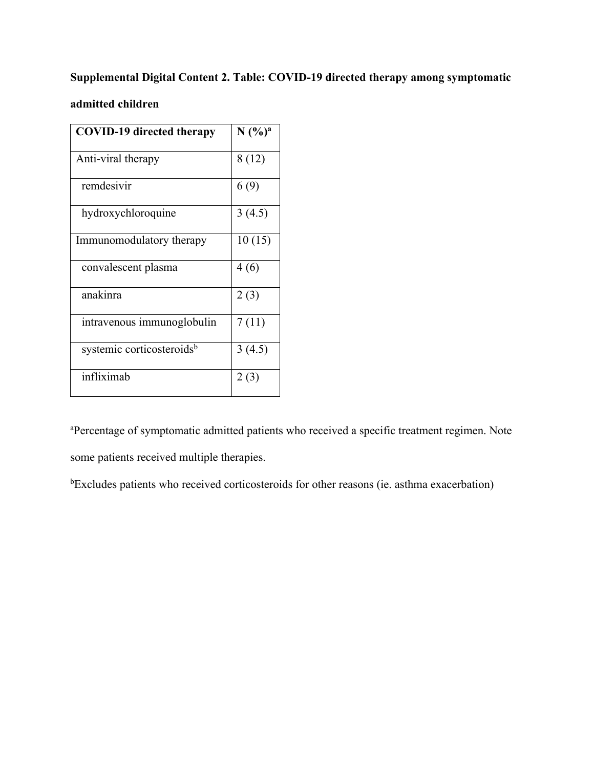**Supplemental Digital Content 2. Table: COVID-19 directed therapy among symptomatic admitted children**

| COVID-19 directed therapy | N (%)[a] |
|---|---|
| Anti-viral therapy | 8 (12) |
| remdesivir | 6 (9) |
| hydroxychloroquine | 3 (4.5) |
| Immunomodulatory therapy | 10 (15) |
| convalescent plasma | 4 (6) |
| anakinra | 2 (3) |
| intravenous immunoglobulin | 7 (11) |
| systemic corticosteroids[b] | 3 (4.5) |
| infliximab | 2 (3) |

[a]Percentage of symptomatic admitted patients who received a specific treatment regimen. Note some patients received multiple therapies.

[b]Excludes patients who received corticosteroids for other reasons (ie. asthma exacerbation)